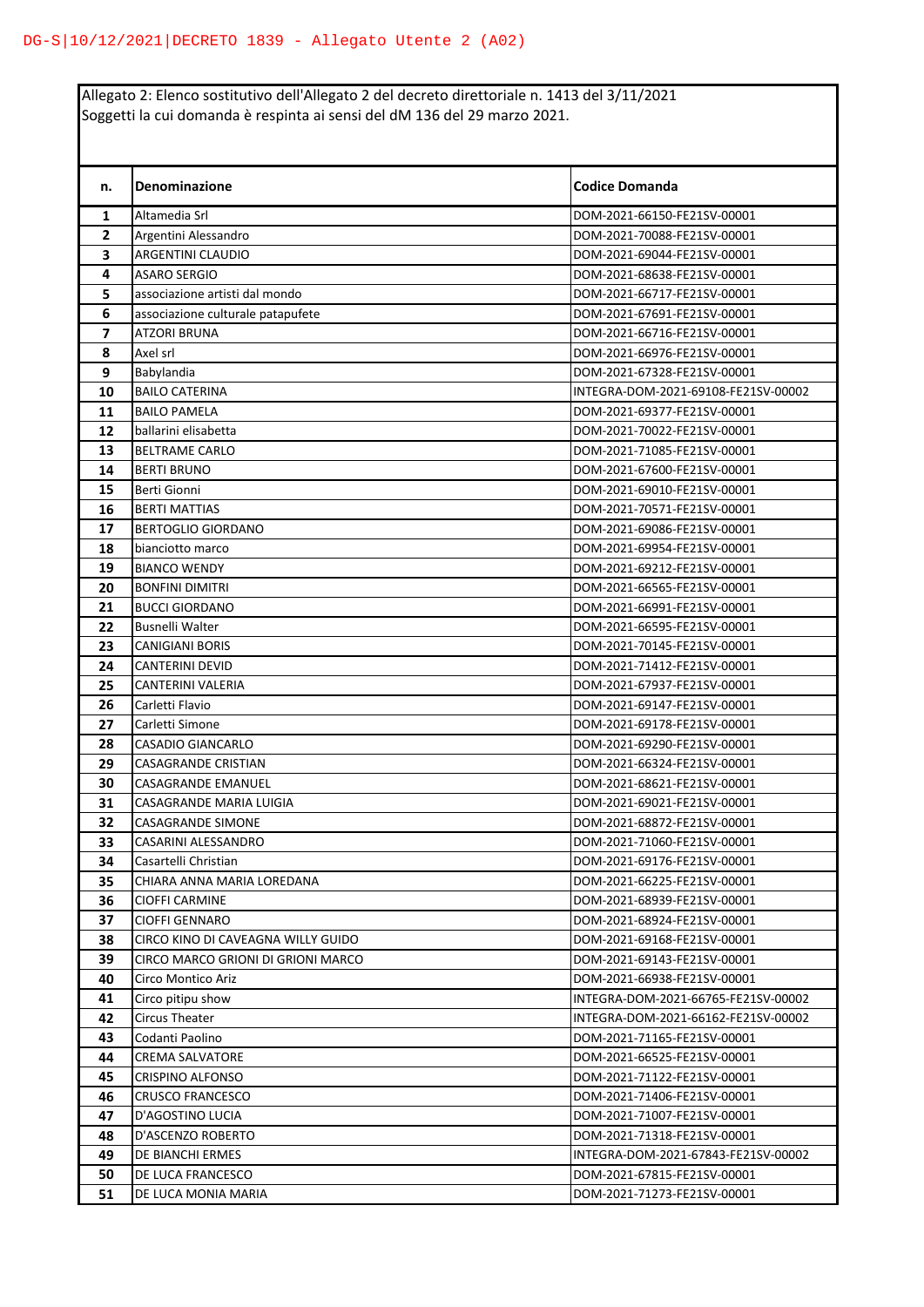DG-S|10/12/2021|DECRETO 1839 - Allegato Utente 2 (A02)

Allegato 2: Elenco sostitutivo dell'Allegato 2 del decreto direttoriale n. 1413 del 3/11/2021
Soggetti la cui domanda è respinta ai sensi del dM 136 del 29 marzo 2021.

| n. | Denominazione | Codice Domanda |
|---|---|---|
| 1 | Altamedia Srl | DOM-2021-66150-FE21SV-00001 |
| 2 | Argentini Alessandro | DOM-2021-70088-FE21SV-00001 |
| 3 | ARGENTINI CLAUDIO | DOM-2021-69044-FE21SV-00001 |
| 4 | ASARO SERGIO | DOM-2021-68638-FE21SV-00001 |
| 5 | associazione artisti dal mondo | DOM-2021-66717-FE21SV-00001 |
| 6 | associazione culturale patapufete | DOM-2021-67691-FE21SV-00001 |
| 7 | ATZORI BRUNA | DOM-2021-66716-FE21SV-00001 |
| 8 | Axel srl | DOM-2021-66976-FE21SV-00001 |
| 9 | Babylandia | DOM-2021-67328-FE21SV-00001 |
| 10 | BAILO CATERINA | INTEGRA-DOM-2021-69108-FE21SV-00002 |
| 11 | BAILO PAMELA | DOM-2021-69377-FE21SV-00001 |
| 12 | ballarini elisabetta | DOM-2021-70022-FE21SV-00001 |
| 13 | BELTRAME CARLO | DOM-2021-71085-FE21SV-00001 |
| 14 | BERTI BRUNO | DOM-2021-67600-FE21SV-00001 |
| 15 | Berti Gionni | DOM-2021-69010-FE21SV-00001 |
| 16 | BERTI MATTIAS | DOM-2021-70571-FE21SV-00001 |
| 17 | BERTOGLIO GIORDANO | DOM-2021-69086-FE21SV-00001 |
| 18 | bianciotto marco | DOM-2021-69954-FE21SV-00001 |
| 19 | BIANCO WENDY | DOM-2021-69212-FE21SV-00001 |
| 20 | BONFINI DIMITRI | DOM-2021-66565-FE21SV-00001 |
| 21 | BUCCI GIORDANO | DOM-2021-66991-FE21SV-00001 |
| 22 | Busnelli Walter | DOM-2021-66595-FE21SV-00001 |
| 23 | CANIGIANI BORIS | DOM-2021-70145-FE21SV-00001 |
| 24 | CANTERINI DEVID | DOM-2021-71412-FE21SV-00001 |
| 25 | CANTERINI VALERIA | DOM-2021-67937-FE21SV-00001 |
| 26 | Carletti Flavio | DOM-2021-69147-FE21SV-00001 |
| 27 | Carletti Simone | DOM-2021-69178-FE21SV-00001 |
| 28 | CASADIO GIANCARLO | DOM-2021-69290-FE21SV-00001 |
| 29 | CASAGRANDE CRISTIAN | DOM-2021-66324-FE21SV-00001 |
| 30 | CASAGRANDE EMANUEL | DOM-2021-68621-FE21SV-00001 |
| 31 | CASAGRANDE MARIA LUIGIA | DOM-2021-69021-FE21SV-00001 |
| 32 | CASAGRANDE SIMONE | DOM-2021-68872-FE21SV-00001 |
| 33 | CASARINI ALESSANDRO | DOM-2021-71060-FE21SV-00001 |
| 34 | Casartelli Christian | DOM-2021-69176-FE21SV-00001 |
| 35 | CHIARA ANNA MARIA LOREDANA | DOM-2021-66225-FE21SV-00001 |
| 36 | CIOFFI CARMINE | DOM-2021-68939-FE21SV-00001 |
| 37 | CIOFFI GENNARO | DOM-2021-68924-FE21SV-00001 |
| 38 | CIRCO KINO DI CAVEAGNA WILLY GUIDO | DOM-2021-69168-FE21SV-00001 |
| 39 | CIRCO MARCO GRIONI DI GRIONI MARCO | DOM-2021-69143-FE21SV-00001 |
| 40 | Circo Montico Ariz | DOM-2021-66938-FE21SV-00001 |
| 41 | Circo pitipu show | INTEGRA-DOM-2021-66765-FE21SV-00002 |
| 42 | Circus Theater | INTEGRA-DOM-2021-66162-FE21SV-00002 |
| 43 | Codanti Paolino | DOM-2021-71165-FE21SV-00001 |
| 44 | CREMA SALVATORE | DOM-2021-66525-FE21SV-00001 |
| 45 | CRISPINO ALFONSO | DOM-2021-71122-FE21SV-00001 |
| 46 | CRUSCO FRANCESCO | DOM-2021-71406-FE21SV-00001 |
| 47 | D'AGOSTINO LUCIA | DOM-2021-71007-FE21SV-00001 |
| 48 | D'ASCENZO ROBERTO | DOM-2021-71318-FE21SV-00001 |
| 49 | DE BIANCHI ERMES | INTEGRA-DOM-2021-67843-FE21SV-00002 |
| 50 | DE LUCA FRANCESCO | DOM-2021-67815-FE21SV-00001 |
| 51 | DE LUCA MONIA MARIA | DOM-2021-71273-FE21SV-00001 |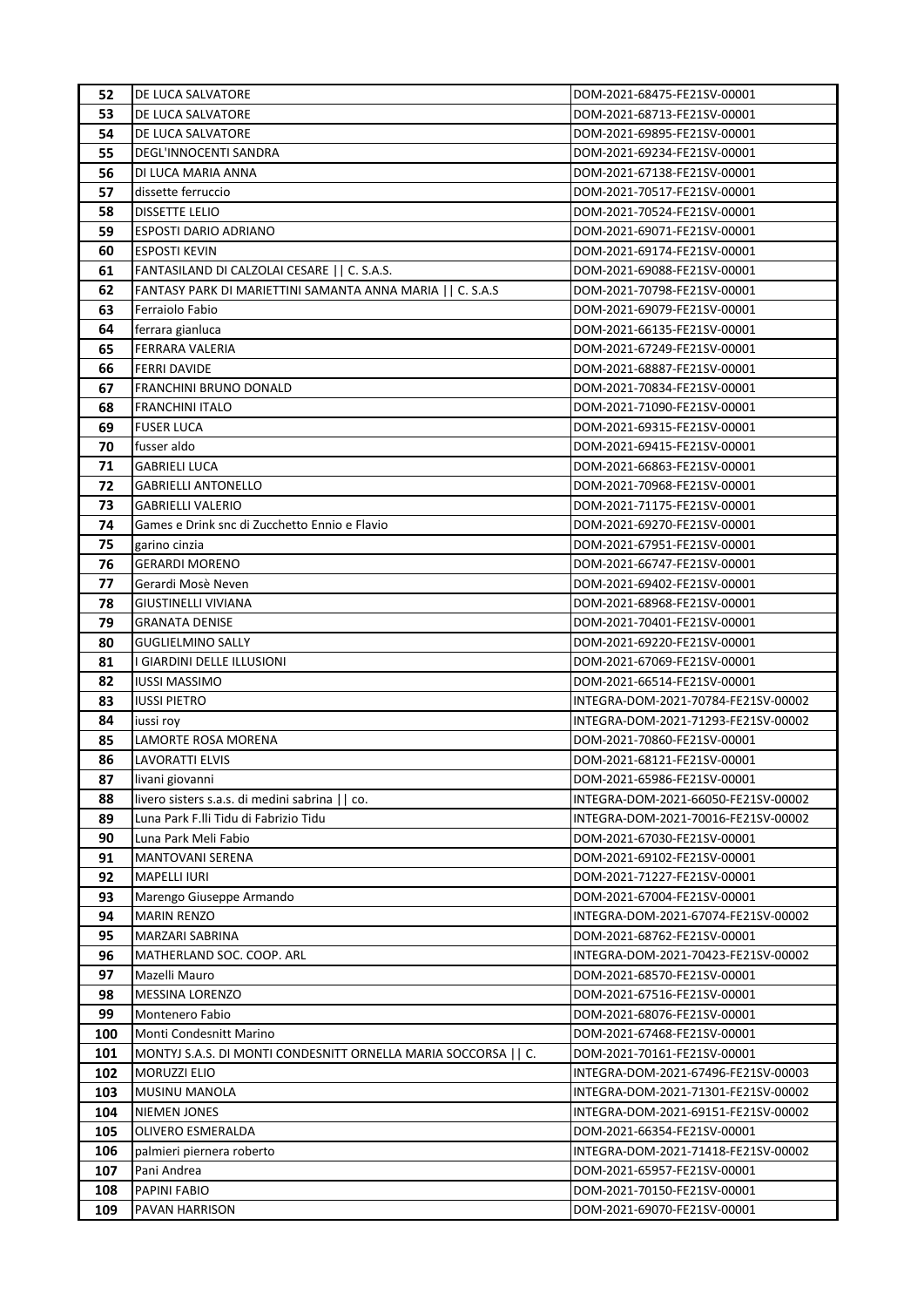| | | |
|---|---|---|
| 52 | DE LUCA SALVATORE | DOM-2021-68475-FE21SV-00001 |
| 53 | DE LUCA SALVATORE | DOM-2021-68713-FE21SV-00001 |
| 54 | DE LUCA SALVATORE | DOM-2021-69895-FE21SV-00001 |
| 55 | DEGL'INNOCENTI SANDRA | DOM-2021-69234-FE21SV-00001 |
| 56 | DI LUCA MARIA ANNA | DOM-2021-67138-FE21SV-00001 |
| 57 | dissette ferruccio | DOM-2021-70517-FE21SV-00001 |
| 58 | DISSETTE LELIO | DOM-2021-70524-FE21SV-00001 |
| 59 | ESPOSTI DARIO ADRIANO | DOM-2021-69071-FE21SV-00001 |
| 60 | ESPOSTI KEVIN | DOM-2021-69174-FE21SV-00001 |
| 61 | FANTASILAND DI CALZOLAI CESARE \|\| C. S.A.S. | DOM-2021-69088-FE21SV-00001 |
| 62 | FANTASY PARK DI MARIETTINI SAMANTA ANNA MARIA \|\| C. S.A.S | DOM-2021-70798-FE21SV-00001 |
| 63 | Ferraiolo Fabio | DOM-2021-69079-FE21SV-00001 |
| 64 | ferrara gianluca | DOM-2021-66135-FE21SV-00001 |
| 65 | FERRARA VALERIA | DOM-2021-67249-FE21SV-00001 |
| 66 | FERRI DAVIDE | DOM-2021-68887-FE21SV-00001 |
| 67 | FRANCHINI BRUNO DONALD | DOM-2021-70834-FE21SV-00001 |
| 68 | FRANCHINI ITALO | DOM-2021-71090-FE21SV-00001 |
| 69 | FUSER LUCA | DOM-2021-69315-FE21SV-00001 |
| 70 | fusser aldo | DOM-2021-69415-FE21SV-00001 |
| 71 | GABRIELI LUCA | DOM-2021-66863-FE21SV-00001 |
| 72 | GABRIELLI ANTONELLO | DOM-2021-70968-FE21SV-00001 |
| 73 | GABRIELLI VALERIO | DOM-2021-71175-FE21SV-00001 |
| 74 | Games e Drink snc di Zucchetto Ennio e Flavio | DOM-2021-69270-FE21SV-00001 |
| 75 | garino cinzia | DOM-2021-67951-FE21SV-00001 |
| 76 | GERARDI MORENO | DOM-2021-66747-FE21SV-00001 |
| 77 | Gerardi Mosè Neven | DOM-2021-69402-FE21SV-00001 |
| 78 | GIUSTINELLI VIVIANA | DOM-2021-68968-FE21SV-00001 |
| 79 | GRANATA DENISE | DOM-2021-70401-FE21SV-00001 |
| 80 | GUGLIELMINO SALLY | DOM-2021-69220-FE21SV-00001 |
| 81 | I GIARDINI DELLE ILLUSIONI | DOM-2021-67069-FE21SV-00001 |
| 82 | IUSSI MASSIMO | DOM-2021-66514-FE21SV-00001 |
| 83 | IUSSI PIETRO | INTEGRA-DOM-2021-70784-FE21SV-00002 |
| 84 | iussi roy | INTEGRA-DOM-2021-71293-FE21SV-00002 |
| 85 | LAMORTE ROSA MORENA | DOM-2021-70860-FE21SV-00001 |
| 86 | LAVORATTI ELVIS | DOM-2021-68121-FE21SV-00001 |
| 87 | livani giovanni | DOM-2021-65986-FE21SV-00001 |
| 88 | livero sisters s.a.s. di medini sabrina \|\| co. | INTEGRA-DOM-2021-66050-FE21SV-00002 |
| 89 | Luna Park F.lli Tidu di Fabrizio Tidu | INTEGRA-DOM-2021-70016-FE21SV-00002 |
| 90 | Luna Park Meli Fabio | DOM-2021-67030-FE21SV-00001 |
| 91 | MANTOVANI SERENA | DOM-2021-69102-FE21SV-00001 |
| 92 | MAPELLI IURI | DOM-2021-71227-FE21SV-00001 |
| 93 | Marengo Giuseppe Armando | DOM-2021-67004-FE21SV-00001 |
| 94 | MARIN RENZO | INTEGRA-DOM-2021-67074-FE21SV-00002 |
| 95 | MARZARI SABRINA | DOM-2021-68762-FE21SV-00001 |
| 96 | MATHERLAND SOC. COOP. ARL | INTEGRA-DOM-2021-70423-FE21SV-00002 |
| 97 | Mazelli Mauro | DOM-2021-68570-FE21SV-00001 |
| 98 | MESSINA LORENZO | DOM-2021-67516-FE21SV-00001 |
| 99 | Montenero Fabio | DOM-2021-68076-FE21SV-00001 |
| 100 | Monti Condesnitt Marino | DOM-2021-67468-FE21SV-00001 |
| 101 | MONTYJ S.A.S. DI MONTI CONDESNITT ORNELLA MARIA SOCCORSA \|\| C. | DOM-2021-70161-FE21SV-00001 |
| 102 | MORUZZI ELIO | INTEGRA-DOM-2021-67496-FE21SV-00003 |
| 103 | MUSINU MANOLA | INTEGRA-DOM-2021-71301-FE21SV-00002 |
| 104 | NIEMEN JONES | INTEGRA-DOM-2021-69151-FE21SV-00002 |
| 105 | OLIVERO ESMERALDA | DOM-2021-66354-FE21SV-00001 |
| 106 | palmieri piernera roberto | INTEGRA-DOM-2021-71418-FE21SV-00002 |
| 107 | Pani Andrea | DOM-2021-65957-FE21SV-00001 |
| 108 | PAPINI FABIO | DOM-2021-70150-FE21SV-00001 |
| 109 | PAVAN HARRISON | DOM-2021-69070-FE21SV-00001 |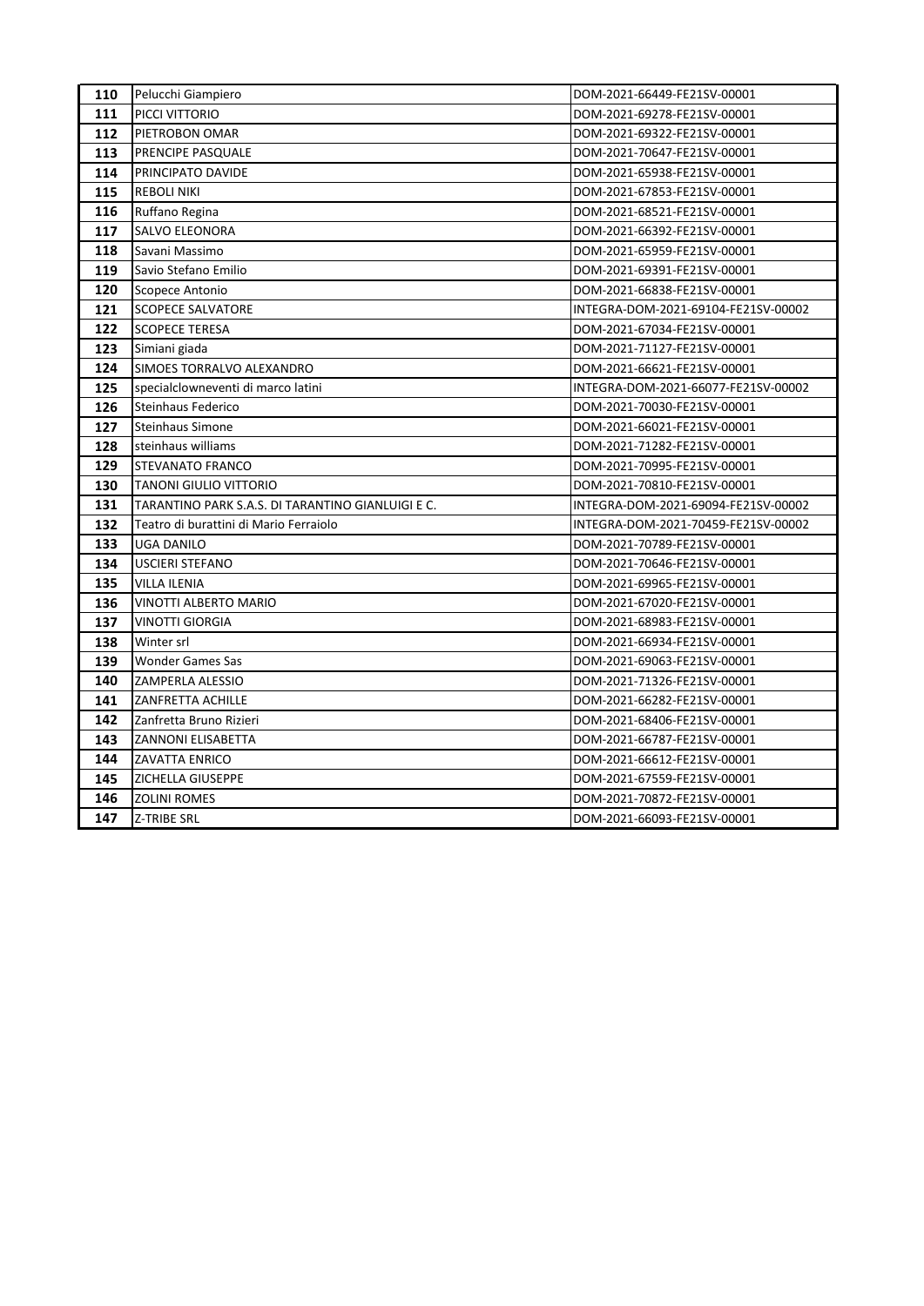| | | |
|---|---|---|
| **110** | Pelucchi Giampiero | DOM-2021-66449-FE21SV-00001 |
| **111** | PICCI VITTORIO | DOM-2021-69278-FE21SV-00001 |
| **112** | PIETROBON OMAR | DOM-2021-69322-FE21SV-00001 |
| **113** | PRENCIPE PASQUALE | DOM-2021-70647-FE21SV-00001 |
| **114** | PRINCIPATO DAVIDE | DOM-2021-65938-FE21SV-00001 |
| **115** | REBOLI NIKI | DOM-2021-67853-FE21SV-00001 |
| **116** | Ruffano Regina | DOM-2021-68521-FE21SV-00001 |
| **117** | SALVO ELEONORA | DOM-2021-66392-FE21SV-00001 |
| **118** | Savani Massimo | DOM-2021-65959-FE21SV-00001 |
| **119** | Savio Stefano Emilio | DOM-2021-69391-FE21SV-00001 |
| **120** | Scopece Antonio | DOM-2021-66838-FE21SV-00001 |
| **121** | SCOPECE SALVATORE | INTEGRA-DOM-2021-69104-FE21SV-00002 |
| **122** | SCOPECE TERESA | DOM-2021-67034-FE21SV-00001 |
| **123** | Simiani giada | DOM-2021-71127-FE21SV-00001 |
| **124** | SIMOES TORRALVO ALEXANDRO | DOM-2021-66621-FE21SV-00001 |
| **125** | specialclowneventi di marco latini | INTEGRA-DOM-2021-66077-FE21SV-00002 |
| **126** | Steinhaus Federico | DOM-2021-70030-FE21SV-00001 |
| **127** | Steinhaus Simone | DOM-2021-66021-FE21SV-00001 |
| **128** | steinhaus williams | DOM-2021-71282-FE21SV-00001 |
| **129** | STEVANATO FRANCO | DOM-2021-70995-FE21SV-00001 |
| **130** | TANONI GIULIO VITTORIO | DOM-2021-70810-FE21SV-00001 |
| **131** | TARANTINO PARK S.A.S. DI TARANTINO GIANLUIGI E C. | INTEGRA-DOM-2021-69094-FE21SV-00002 |
| **132** | Teatro di burattini di Mario Ferraiolo | INTEGRA-DOM-2021-70459-FE21SV-00002 |
| **133** | UGA DANILO | DOM-2021-70789-FE21SV-00001 |
| **134** | USCIERI STEFANO | DOM-2021-70646-FE21SV-00001 |
| **135** | VILLA ILENIA | DOM-2021-69965-FE21SV-00001 |
| **136** | VINOTTI ALBERTO MARIO | DOM-2021-67020-FE21SV-00001 |
| **137** | VINOTTI GIORGIA | DOM-2021-68983-FE21SV-00001 |
| **138** | Winter srl | DOM-2021-66934-FE21SV-00001 |
| **139** | Wonder Games Sas | DOM-2021-69063-FE21SV-00001 |
| **140** | ZAMPERLA ALESSIO | DOM-2021-71326-FE21SV-00001 |
| **141** | ZANFRETTA ACHILLE | DOM-2021-66282-FE21SV-00001 |
| **142** | Zanfretta Bruno Rizieri | DOM-2021-68406-FE21SV-00001 |
| **143** | ZANNONI ELISABETTA | DOM-2021-66787-FE21SV-00001 |
| **144** | ZAVATTA ENRICO | DOM-2021-66612-FE21SV-00001 |
| **145** | ZICHELLA GIUSEPPE | DOM-2021-67559-FE21SV-00001 |
| **146** | ZOLINI ROMES | DOM-2021-70872-FE21SV-00001 |
| **147** | Z-TRIBE SRL | DOM-2021-66093-FE21SV-00001 |